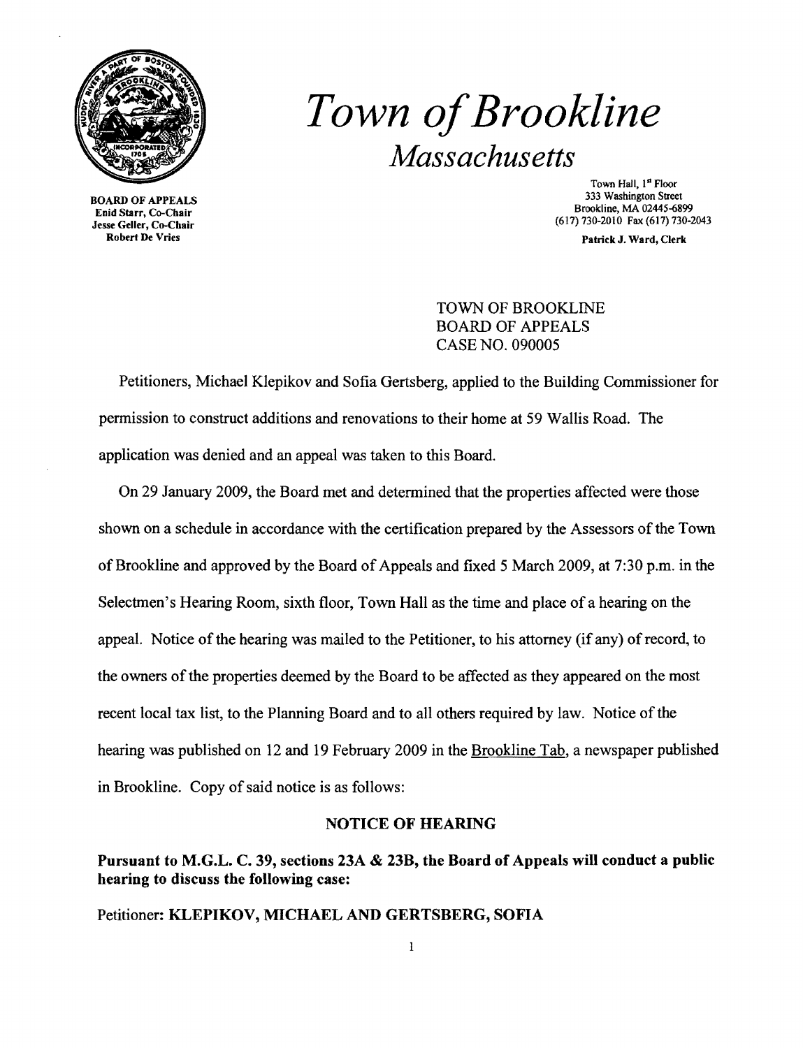# Town of Brookline

## Massachusetts

BOARD OF APPEALS
Enid Starr, Co-Chair
Jesse Geller, Co-Chair
Robert De Vries

Town Hall, 1st Floor
333 Washington Street
Brookline, MA 02445-6899
(617) 730-2010 Fax (617) 730-2043

Patrick J. Ward, Clerk

TOWN OF BROOKLINE
BOARD OF APPEALS
CASE NO. 090005

Petitioners, Michael Klepikov and Sofia Gertsberg, applied to the Building Commissioner for permission to construct additions and renovations to their home at 59 Wallis Road. The application was denied and an appeal was taken to this Board.

On 29 January 2009, the Board met and determined that the properties affected were those shown on a schedule in accordance with the certification prepared by the Assessors of the Town of Brookline and approved by the Board of Appeals and fixed 5 March 2009, at 7:30 p.m. in the Selectmen's Hearing Room, sixth floor, Town Hall as the time and place of a hearing on the appeal. Notice of the hearing was mailed to the Petitioner, to his attorney (if any) of record, to the owners of the properties deemed by the Board to be affected as they appeared on the most recent local tax list, to the Planning Board and to all others required by law. Notice of the hearing was published on 12 and 19 February 2009 in the Brookline Tab, a newspaper published in Brookline. Copy of said notice is as follows:

**NOTICE OF HEARING**

**Pursuant to M.G.L. C. 39, sections 23A & 23B, the Board of Appeals will conduct a public hearing to discuss the following case:**

Petitioner: **KLEPIKOV, MICHAEL AND GERTSBERG, SOFIA**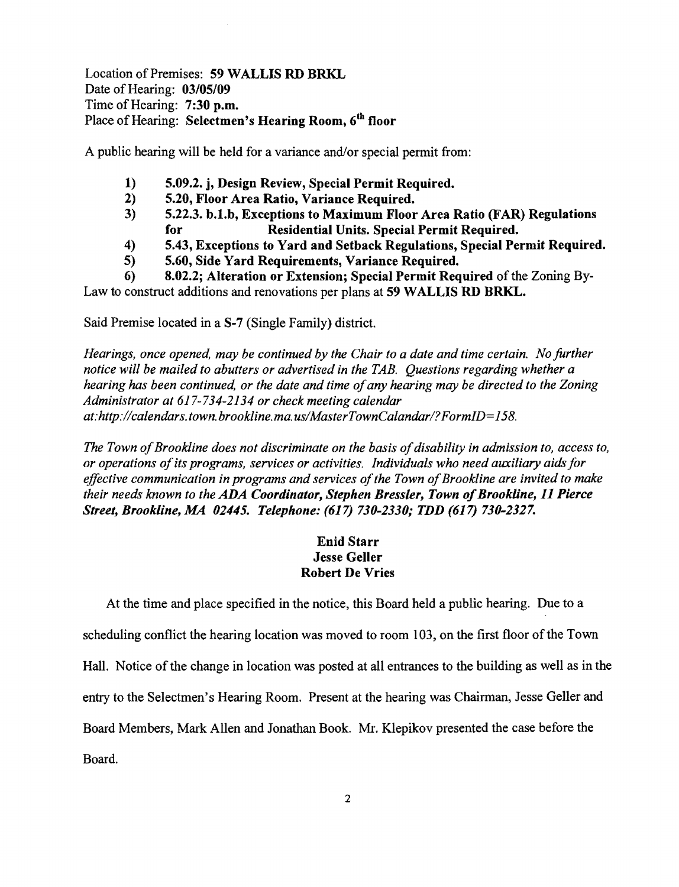Location of Premises: **59 WALLIS RD BRKL**
Date of Hearing: **03/05/09**
Time of Hearing: **7:30 p.m.**
Place of Hearing: **Selectmen's Hearing Room, 6th floor**

A public hearing will be held for a variance and/or special permit from:

1) **5.09.2. j, Design Review, Special Permit Required.**
2) **5.20, Floor Area Ratio, Variance Required.**
3) **5.22.3. b.1.b, Exceptions to Maximum Floor Area Ratio (FAR) Regulations for Residential Units. Special Permit Required.**
4) **5.43, Exceptions to Yard and Setback Regulations, Special Permit Required.**
5) **5.60, Side Yard Requirements, Variance Required.**
6) **8.02.2; Alteration or Extension; Special Permit Required** of the Zoning By-Law to construct additions and renovations per plans at **59 WALLIS RD BRKL.**

Said Premise located in a S-7 (Single Family) district.

*Hearings, once opened, may be continued by the Chair to a date and time certain. No further notice will be mailed to abutters or advertised in the TAB. Questions regarding whether a hearing has been continued, or the date and time of any hearing may be directed to the Zoning Administrator at 617-734-2134 or check meeting calendar at:http://calendars.town.brookline.ma.us/MasterTownCalandar/?FormID=158.*

*The Town of Brookline does not discriminate on the basis of disability in admission to, access to, or operations of its programs, services or activities. Individuals who need auxiliary aids for effective communication in programs and services of the Town of Brookline are invited to make their needs known to the* ***ADA Coordinator, Stephen Bressler, Town of Brookline, 11 Pierce Street, Brookline, MA 02445. Telephone: (617) 730-2330; TDD (617) 730-2327.***

**Enid Starr**
**Jesse Geller**
**Robert De Vries**

At the time and place specified in the notice, this Board held a public hearing. Due to a scheduling conflict the hearing location was moved to room 103, on the first floor of the Town Hall. Notice of the change in location was posted at all entrances to the building as well as in the entry to the Selectmen's Hearing Room. Present at the hearing was Chairman, Jesse Geller and Board Members, Mark Allen and Jonathan Book. Mr. Klepikov presented the case before the Board.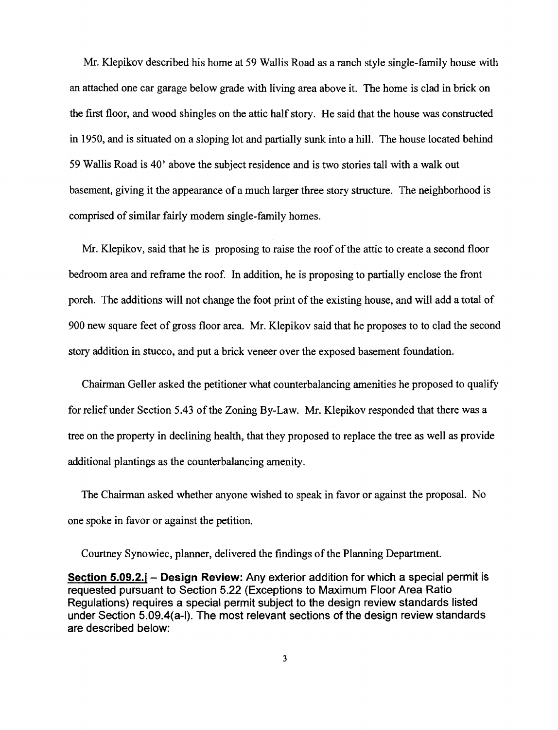Mr. Klepikov described his home at 59 Wallis Road as a ranch style single-family house with an attached one car garage below grade with living area above it. The home is clad in brick on the first floor, and wood shingles on the attic half story. He said that the house was constructed in 1950, and is situated on a sloping lot and partially sunk into a hill. The house located behind 59 Wallis Road is 40' above the subject residence and is two stories tall with a walk out basement, giving it the appearance of a much larger three story structure. The neighborhood is comprised of similar fairly modern single-family homes.

Mr. Klepikov, said that he is proposing to raise the roof of the attic to create a second floor bedroom area and reframe the roof. In addition, he is proposing to partially enclose the front porch. The additions will not change the foot print of the existing house, and will add a total of 900 new square feet of gross floor area. Mr. Klepikov said that he proposes to to clad the second story addition in stucco, and put a brick veneer over the exposed basement foundation.

Chairman Geller asked the petitioner what counterbalancing amenities he proposed to qualify for relief under Section 5.43 of the Zoning By-Law. Mr. Klepikov responded that there was a tree on the property in declining health, that they proposed to replace the tree as well as provide additional plantings as the counterbalancing amenity.

The Chairman asked whether anyone wished to speak in favor or against the proposal. No one spoke in favor or against the petition.

Courtney Synowiec, planner, delivered the findings of the Planning Department.

**Section 5.09.2.j – Design Review:** Any exterior addition for which a special permit is requested pursuant to Section 5.22 (Exceptions to Maximum Floor Area Ratio Regulations) requires a special permit subject to the design review standards listed under Section 5.09.4(a-l). The most relevant sections of the design review standards are described below: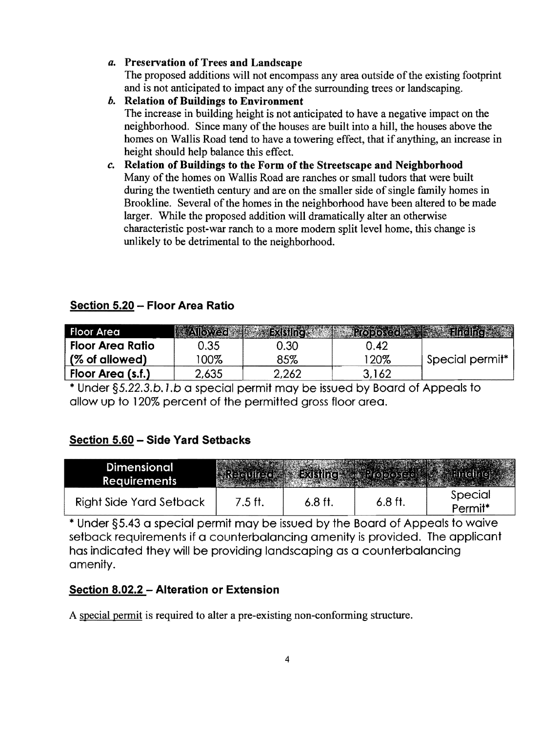*a.* **Preservation of Trees and Landscape**

The proposed additions will not encompass any area outside of the existing footprint and is not anticipated to impact any of the surrounding trees or landscaping.

*b.* **Relation of Buildings to Environment**

The increase in building height is not anticipated to have a negative impact on the neighborhood. Since many of the houses are built into a hill, the houses above the homes on Wallis Road tend to have a towering effect, that if anything, an increase in height should help balance this effect.

*c.* **Relation of Buildings to the Form of the Streetscape and Neighborhood**

Many of the homes on Wallis Road are ranches or small tudors that were built during the twentieth century and are on the smaller side of single family homes in Brookline. Several of the homes in the neighborhood have been altered to be made larger. While the proposed addition will dramatically alter an otherwise characteristic post-war ranch to a more modern split level home, this change is unlikely to be detrimental to the neighborhood.

## Section 5.20 – Floor Area Ratio

| Floor Area | Allowed | Existing | Proposed | Finding |
|---|---|---|---|---|
| **Floor Area Ratio** | 0.35 | 0.30 | 0.42 | Special permit* |
| **(% of allowed)** | 100% | 85% | 120% | |
| **Floor Area (s.f.)** | 2,635 | 2,262 | 3,162 | |

* Under §*5.22.3.b.1.b* a special permit may be issued by Board of Appeals to allow up to 120% percent of the permitted gross floor area.

## Section 5.60 – Side Yard Setbacks

| Dimensional Requirements | Required | Existing | Proposed | Finding |
|---|---|---|---|---|
| Right Side Yard Setback | 7.5 ft. | 6.8 ft. | 6.8 ft. | Special Permit* |

* Under §5.43 a special permit may be issued by the Board of Appeals to waive setback requirements if a counterbalancing amenity is provided. The applicant has indicated they will be providing landscaping as a counterbalancing amenity.

## Section 8.02.2 – Alteration or Extension

A special permit is required to alter a pre-existing non-conforming structure.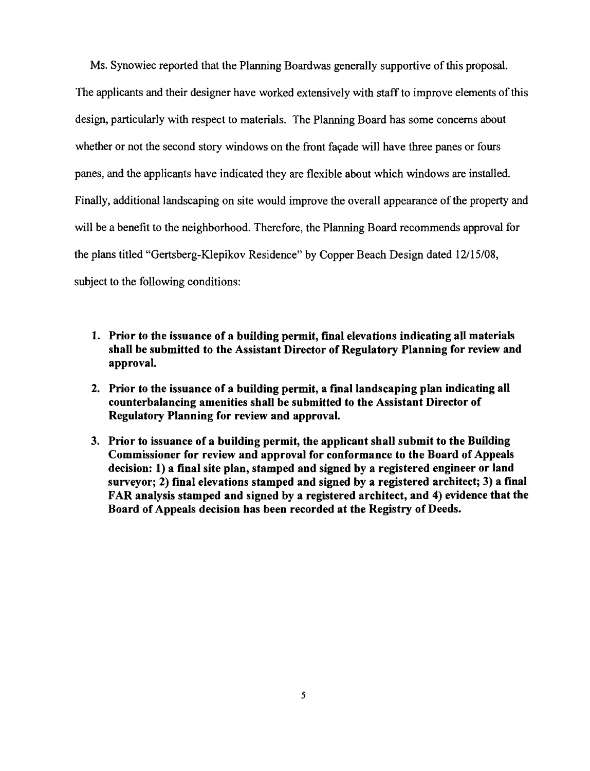Ms. Synowiec reported that the Planning Boardwas generally supportive of this proposal. The applicants and their designer have worked extensively with staff to improve elements of this design, particularly with respect to materials. The Planning Board has some concerns about whether or not the second story windows on the front façade will have three panes or fours panes, and the applicants have indicated they are flexible about which windows are installed. Finally, additional landscaping on site would improve the overall appearance of the property and will be a benefit to the neighborhood. Therefore, the Planning Board recommends approval for the plans titled "Gertsberg-Klepikov Residence" by Copper Beach Design dated 12/15/08, subject to the following conditions:

1. **Prior to the issuance of a building permit, final elevations indicating all materials shall be submitted to the Assistant Director of Regulatory Planning for review and approval.**

2. **Prior to the issuance of a building permit, a final landscaping plan indicating all counterbalancing amenities shall be submitted to the Assistant Director of Regulatory Planning for review and approval.**

3. **Prior to issuance of a building permit, the applicant shall submit to the Building Commissioner for review and approval for conformance to the Board of Appeals decision: 1) a final site plan, stamped and signed by a registered engineer or land surveyor; 2) final elevations stamped and signed by a registered architect; 3) a final FAR analysis stamped and signed by a registered architect, and 4) evidence that the Board of Appeals decision has been recorded at the Registry of Deeds.**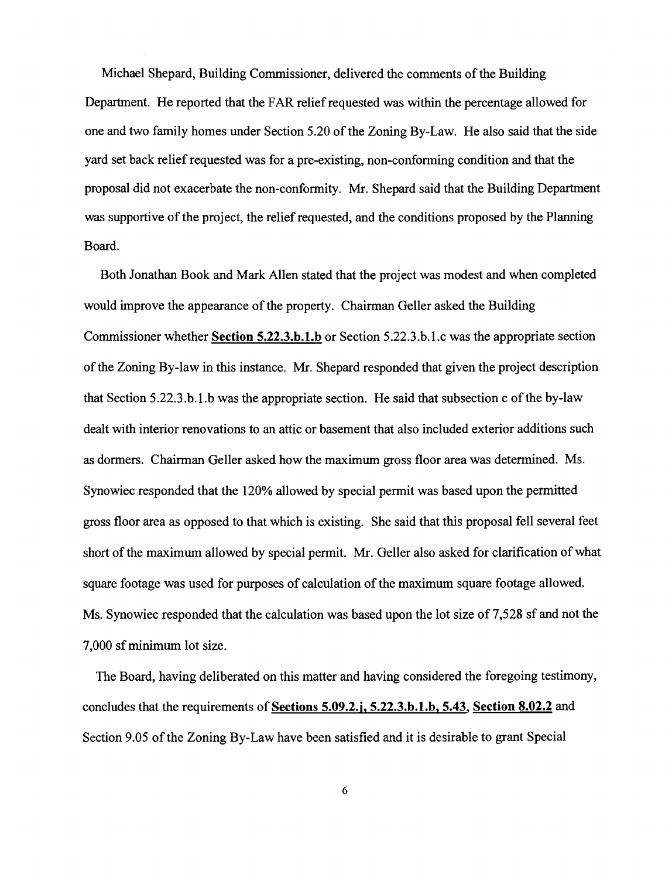Michael Shepard, Building Commissioner, delivered the comments of the Building Department. He reported that the FAR relief requested was within the percentage allowed for one and two family homes under Section 5.20 of the Zoning By-Law. He also said that the side yard set back relief requested was for a pre-existing, non-conforming condition and that the proposal did not exacerbate the non-conformity. Mr. Shepard said that the Building Department was supportive of the project, the relief requested, and the conditions proposed by the Planning Board.

Both Jonathan Book and Mark Allen stated that the project was modest and when completed would improve the appearance of the property. Chairman Geller asked the Building Commissioner whether **Section 5.22.3.b.1.b** or Section 5.22.3.b.1.c was the appropriate section of the Zoning By-law in this instance. Mr. Shepard responded that given the project description that Section 5.22.3.b.1.b was the appropriate section. He said that subsection c of the by-law dealt with interior renovations to an attic or basement that also included exterior additions such as dormers. Chairman Geller asked how the maximum gross floor area was determined. Ms. Synowiec responded that the 120% allowed by special permit was based upon the permitted gross floor area as opposed to that which is existing. She said that this proposal fell several feet short of the maximum allowed by special permit. Mr. Geller also asked for clarification of what square footage was used for purposes of calculation of the maximum square footage allowed. Ms. Synowiec responded that the calculation was based upon the lot size of 7,528 sf and not the 7,000 sf minimum lot size.

The Board, having deliberated on this matter and having considered the foregoing testimony, concludes that the requirements of **Sections 5.09.2.j, 5.22.3.b.1.b, 5.43**, **Section 8.02.2** and Section 9.05 of the Zoning By-Law have been satisfied and it is desirable to grant Special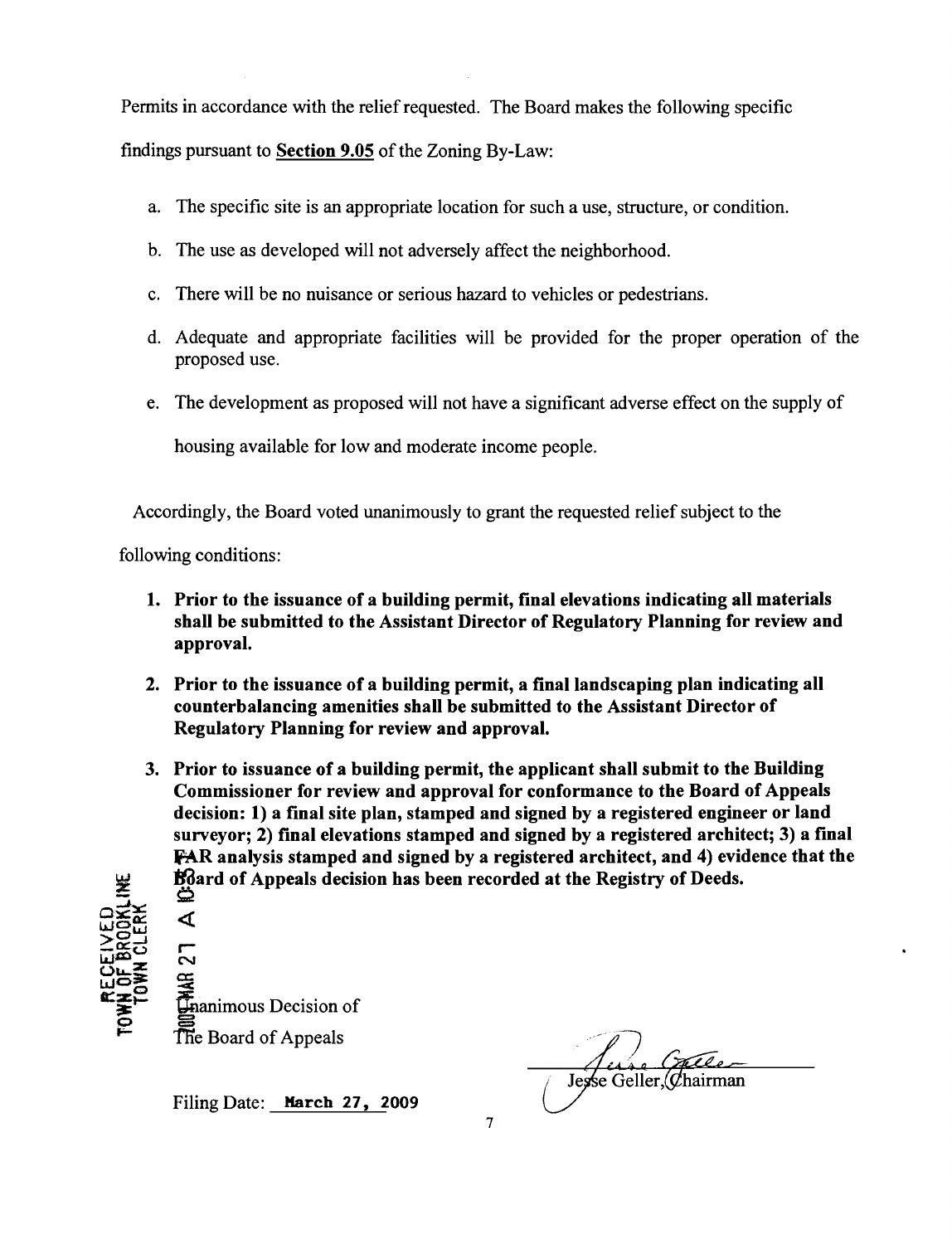Permits in accordance with the relief requested. The Board makes the following specific findings pursuant to **Section 9.05** of the Zoning By-Law:

a. The specific site is an appropriate location for such a use, structure, or condition.

b. The use as developed will not adversely affect the neighborhood.

c. There will be no nuisance or serious hazard to vehicles or pedestrians.

d. Adequate and appropriate facilities will be provided for the proper operation of the proposed use.

e. The development as proposed will not have a significant adverse effect on the supply of housing available for low and moderate income people.

Accordingly, the Board voted unanimously to grant the requested relief subject to the following conditions:

1. **Prior to the issuance of a building permit, final elevations indicating all materials shall be submitted to the Assistant Director of Regulatory Planning for review and approval.**

2. **Prior to the issuance of a building permit, a final landscaping plan indicating all counterbalancing amenities shall be submitted to the Assistant Director of Regulatory Planning for review and approval.**

3. **Prior to issuance of a building permit, the applicant shall submit to the Building Commissioner for review and approval for conformance to the Board of Appeals decision: 1) a final site plan, stamped and signed by a registered engineer or land surveyor; 2) final elevations stamped and signed by a registered architect; 3) a final FAR analysis stamped and signed by a registered architect, and 4) evidence that the Board of Appeals decision has been recorded at the Registry of Deeds.**

RECEIVED
TOWN OF BROOKLINE
TOWN CLERK
2009 MAR 27 A 10:53

Unanimous Decision of
The Board of Appeals

Filing Date: **March 27, 2009**

Jesse Geller, Chairman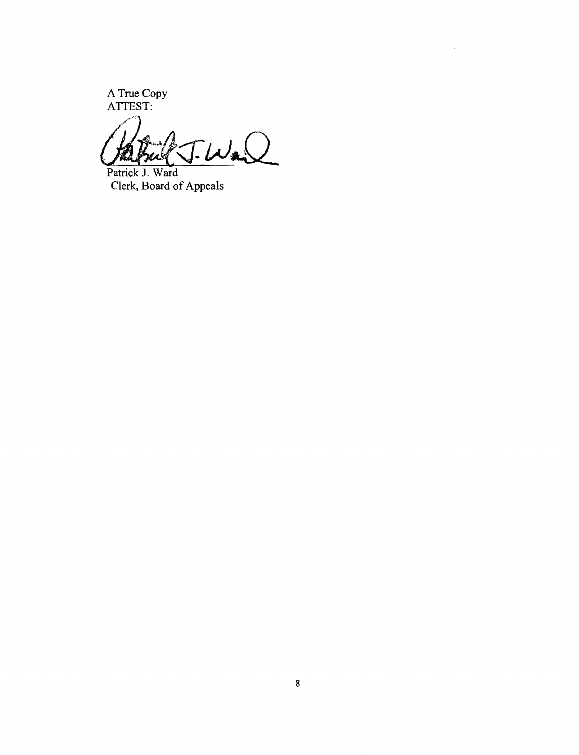A True Copy
ATTEST:

Patrick J. Ward
Clerk, Board of Appeals